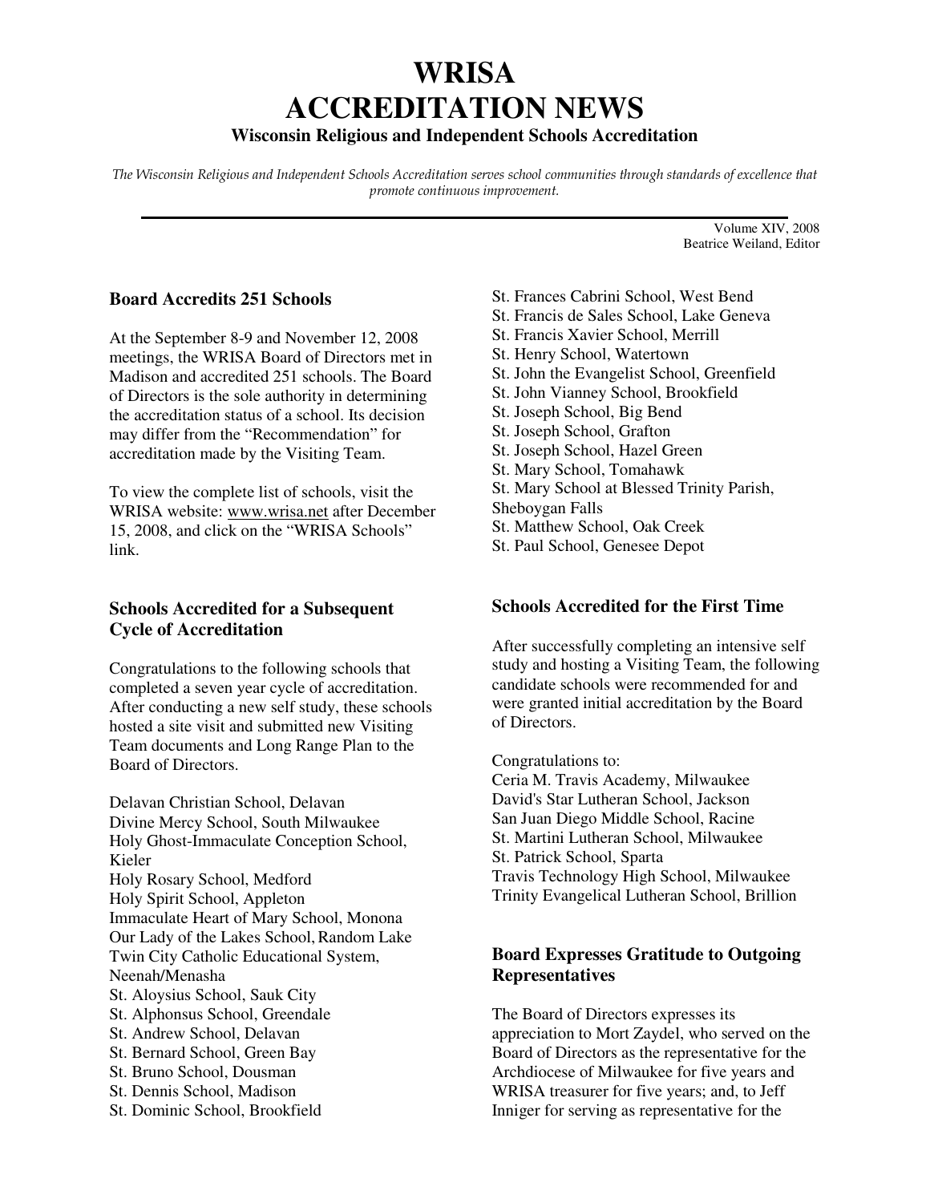# WRISA
# ACCREDITATION NEWS

### Wisconsin Religious and Independent Schools Accreditation

*The Wisconsin Religious and Independent Schools Accreditation serves school communities through standards of excellence that promote continuous improvement.*

Volume XIV, 2008
Beatrice Weiland, Editor

## Board Accredits 251 Schools

At the September 8-9 and November 12, 2008 meetings, the WRISA Board of Directors met in Madison and accredited 251 schools. The Board of Directors is the sole authority in determining the accreditation status of a school. Its decision may differ from the "Recommendation" for accreditation made by the Visiting Team.

To view the complete list of schools, visit the WRISA website: www.wrisa.net after December 15, 2008, and click on the "WRISA Schools" link.

## Schools Accredited for a Subsequent Cycle of Accreditation

Congratulations to the following schools that completed a seven year cycle of accreditation. After conducting a new self study, these schools hosted a site visit and submitted new Visiting Team documents and Long Range Plan to the Board of Directors.

Delavan Christian School, Delavan
Divine Mercy School, South Milwaukee
Holy Ghost-Immaculate Conception School, Kieler
Holy Rosary School, Medford
Holy Spirit School, Appleton
Immaculate Heart of Mary School, Monona
Our Lady of the Lakes School, Random Lake
Twin City Catholic Educational System, Neenah/Menasha
St. Aloysius School, Sauk City
St. Alphonsus School, Greendale
St. Andrew School, Delavan
St. Bernard School, Green Bay
St. Bruno School, Dousman
St. Dennis School, Madison
St. Dominic School, Brookfield
St. Frances Cabrini School, West Bend
St. Francis de Sales School, Lake Geneva
St. Francis Xavier School, Merrill
St. Henry School, Watertown
St. John the Evangelist School, Greenfield
St. John Vianney School, Brookfield
St. Joseph School, Big Bend
St. Joseph School, Grafton
St. Joseph School, Hazel Green
St. Mary School, Tomahawk
St. Mary School at Blessed Trinity Parish, Sheboygan Falls
St. Matthew School, Oak Creek
St. Paul School, Genesee Depot

## Schools Accredited for the First Time

After successfully completing an intensive self study and hosting a Visiting Team, the following candidate schools were recommended for and were granted initial accreditation by the Board of Directors.

Congratulations to:
Ceria M. Travis Academy, Milwaukee
David's Star Lutheran School, Jackson
San Juan Diego Middle School, Racine
St. Martini Lutheran School, Milwaukee
St. Patrick School, Sparta
Travis Technology High School, Milwaukee
Trinity Evangelical Lutheran School, Brillion

## Board Expresses Gratitude to Outgoing Representatives

The Board of Directors expresses its appreciation to Mort Zaydel, who served on the Board of Directors as the representative for the Archdiocese of Milwaukee for five years and WRISA treasurer for five years; and, to Jeff Inniger for serving as representative for the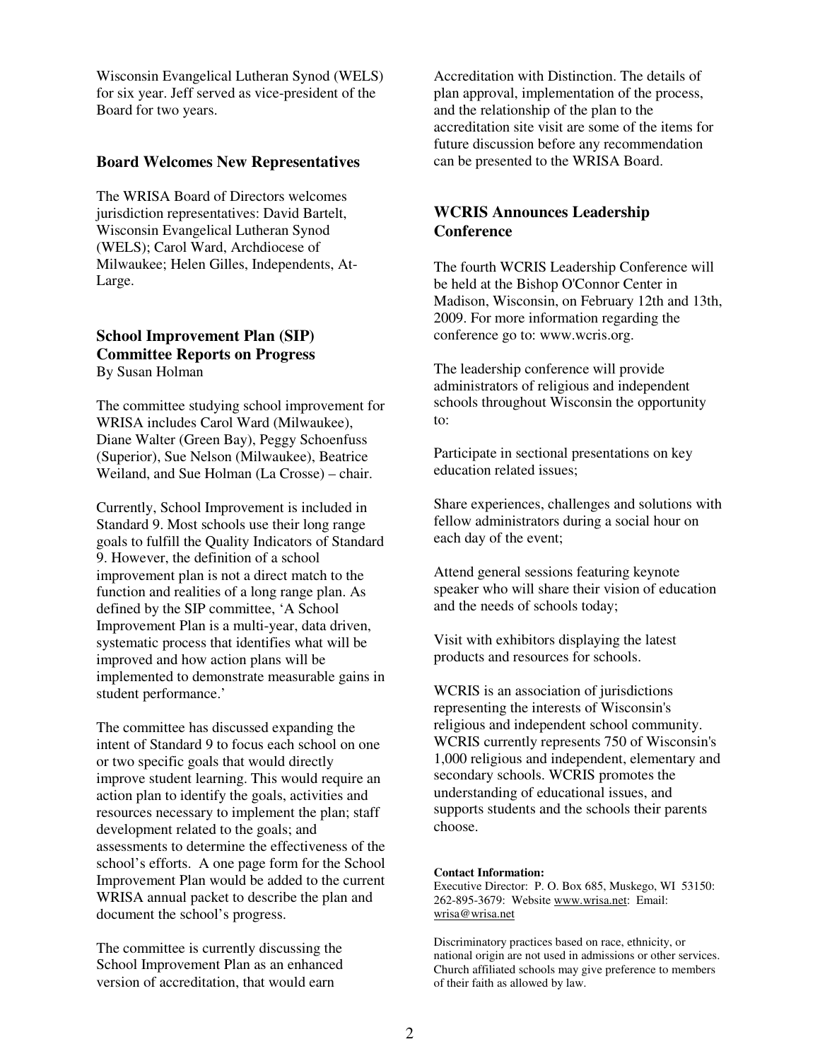Wisconsin Evangelical Lutheran Synod (WELS) for six year. Jeff served as vice-president of the Board for two years.

### Board Welcomes New Representatives

The WRISA Board of Directors welcomes jurisdiction representatives: David Bartelt, Wisconsin Evangelical Lutheran Synod (WELS); Carol Ward, Archdiocese of Milwaukee; Helen Gilles, Independents, At-Large.

### School Improvement Plan (SIP) Committee Reports on Progress

By Susan Holman

The committee studying school improvement for WRISA includes Carol Ward (Milwaukee), Diane Walter (Green Bay), Peggy Schoenfuss (Superior), Sue Nelson (Milwaukee), Beatrice Weiland, and Sue Holman (La Crosse) – chair.

Currently, School Improvement is included in Standard 9. Most schools use their long range goals to fulfill the Quality Indicators of Standard 9. However, the definition of a school improvement plan is not a direct match to the function and realities of a long range plan. As defined by the SIP committee, 'A School Improvement Plan is a multi-year, data driven, systematic process that identifies what will be improved and how action plans will be implemented to demonstrate measurable gains in student performance.'

The committee has discussed expanding the intent of Standard 9 to focus each school on one or two specific goals that would directly improve student learning. This would require an action plan to identify the goals, activities and resources necessary to implement the plan; staff development related to the goals; and assessments to determine the effectiveness of the school's efforts. A one page form for the School Improvement Plan would be added to the current WRISA annual packet to describe the plan and document the school's progress.

The committee is currently discussing the School Improvement Plan as an enhanced version of accreditation, that would earn Accreditation with Distinction. The details of plan approval, implementation of the process, and the relationship of the plan to the accreditation site visit are some of the items for future discussion before any recommendation can be presented to the WRISA Board.

### WCRIS Announces Leadership Conference

The fourth WCRIS Leadership Conference will be held at the Bishop O'Connor Center in Madison, Wisconsin, on February 12th and 13th, 2009. For more information regarding the conference go to: www.wcris.org.

The leadership conference will provide administrators of religious and independent schools throughout Wisconsin the opportunity to:

Participate in sectional presentations on key education related issues;

Share experiences, challenges and solutions with fellow administrators during a social hour on each day of the event;

Attend general sessions featuring keynote speaker who will share their vision of education and the needs of schools today;

Visit with exhibitors displaying the latest products and resources for schools.

WCRIS is an association of jurisdictions representing the interests of Wisconsin's religious and independent school community. WCRIS currently represents 750 of Wisconsin's 1,000 religious and independent, elementary and secondary schools. WCRIS promotes the understanding of educational issues, and supports students and the schools their parents choose.

**Contact Information:**
Executive Director: P. O. Box 685, Muskego, WI 53150: 262-895-3679: Website www.wrisa.net: Email: wrisa@wrisa.net

Discriminatory practices based on race, ethnicity, or national origin are not used in admissions or other services. Church affiliated schools may give preference to members of their faith as allowed by law.